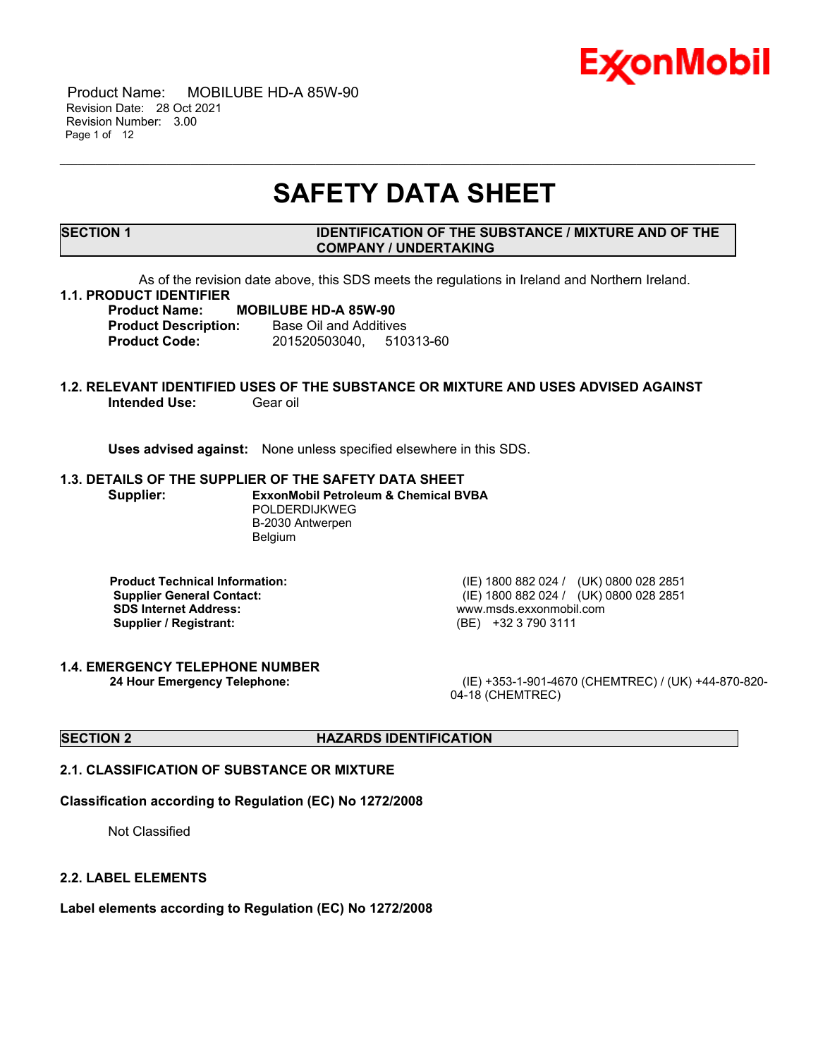# SAFETY DATA SHEET

## SECTION 1 IDENTIFICATION OF THE SUBSTANCE / MIXTURE AND OF THE COMPANY / UNDERTAKING

As of the revision date above, this SDS meets the regulations in Ireland and Northern Ireland.

### 1.1. PRODUCT IDENTIFIER

**Product Name:** **MOBILUBE HD-A 85W-90**
**Product Description:** Base Oil and Additives
**Product Code:** 201520503040, 510313-60

### 1.2. RELEVANT IDENTIFIED USES OF THE SUBSTANCE OR MIXTURE AND USES ADVISED AGAINST

**Intended Use:** Gear oil

**Uses advised against:** None unless specified elsewhere in this SDS.

### 1.3. DETAILS OF THE SUPPLIER OF THE SAFETY DATA SHEET

**Supplier:** **ExxonMobil Petroleum & Chemical BVBA**
POLDERDIJKWEG
B-2030 Antwerpen
Belgium

**Product Technical Information:** (IE) 1800 882 024 / (UK) 0800 028 2851
**Supplier General Contact:** (IE) 1800 882 024 / (UK) 0800 028 2851
**SDS Internet Address:** www.msds.exxonmobil.com
**Supplier / Registrant:** (BE) +32 3 790 3111

### 1.4. EMERGENCY TELEPHONE NUMBER

**24 Hour Emergency Telephone:** (IE) +353-1-901-4670 (CHEMTREC) / (UK) +44-870-820-04-18 (CHEMTREC)

## SECTION 2 HAZARDS IDENTIFICATION

### 2.1. CLASSIFICATION OF SUBSTANCE OR MIXTURE

**Classification according to Regulation (EC) No 1272/2008**

Not Classified

### 2.2. LABEL ELEMENTS

**Label elements according to Regulation (EC) No 1272/2008**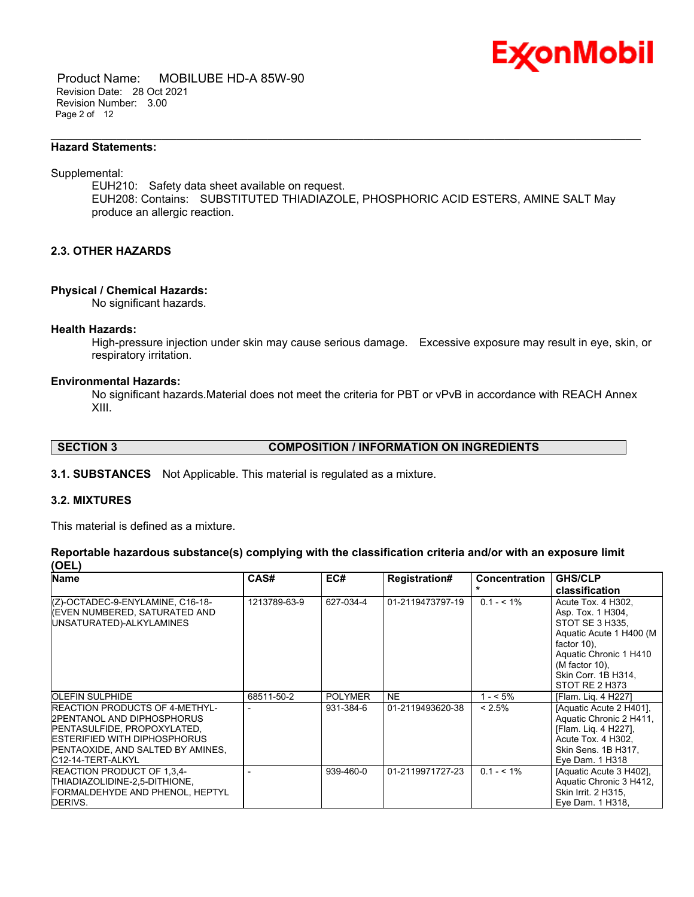**Hazard Statements:**

Supplemental:

EUH210: Safety data sheet available on request.
EUH208: Contains: SUBSTITUTED THIADIAZOLE, PHOSPHORIC ACID ESTERS, AMINE SALT May produce an allergic reaction.

### 2.3. OTHER HAZARDS

**Physical / Chemical Hazards:**

No significant hazards.

**Health Hazards:**

High-pressure injection under skin may cause serious damage. Excessive exposure may result in eye, skin, or respiratory irritation.

**Environmental Hazards:**

No significant hazards.Material does not meet the criteria for PBT or vPvB in accordance with REACH Annex XIII.

## SECTION 3 COMPOSITION / INFORMATION ON INGREDIENTS

**3.1. SUBSTANCES** Not Applicable. This material is regulated as a mixture.

### 3.2. MIXTURES

This material is defined as a mixture.

**Reportable hazardous substance(s) complying with the classification criteria and/or with an exposure limit (OEL)**

| Name | CAS# | EC# | Registration# | Concentration * | GHS/CLP classification |
|---|---|---|---|---|---|
| (Z)-OCTADEC-9-ENYLAMINE, C16-18-(EVEN NUMBERED, SATURATED AND UNSATURATED)-ALKYLAMINES | 1213789-63-9 | 627-034-4 | 01-2119473797-19 | 0.1 - < 1% | Acute Tox. 4 H302, Asp. Tox. 1 H304, STOT SE 3 H335, Aquatic Acute 1 H400 (M factor 10), Aquatic Chronic 1 H410 (M factor 10), Skin Corr. 1B H314, STOT RE 2 H373 |
| OLEFIN SULPHIDE | 68511-50-2 | POLYMER | NE | 1 - < 5% | [Flam. Liq. 4 H227] |
| REACTION PRODUCTS OF 4-METHYL-2PENTANOL AND DIPHOSPHORUS PENTASULFIDE, PROPOXYLATED, ESTERIFIED WITH DIPHOSPHORUS PENTAOXIDE, AND SALTED BY AMINES, C12-14-TERT-ALKYL | - | 931-384-6 | 01-2119493620-38 | < 2.5% | [Aquatic Acute 2 H401], Aquatic Chronic 2 H411, [Flam. Liq. 4 H227], Acute Tox. 4 H302, Skin Sens. 1B H317, Eye Dam. 1 H318 |
| REACTION PRODUCT OF 1,3,4-THIADIAZOLIDINE-2,5-DITHIONE, FORMALDEHYDE AND PHENOL, HEPTYL DERIVS. | - | 939-460-0 | 01-2119971727-23 | 0.1 - < 1% | [Aquatic Acute 3 H402], Aquatic Chronic 3 H412, Skin Irrit. 2 H315, Eye Dam. 1 H318, |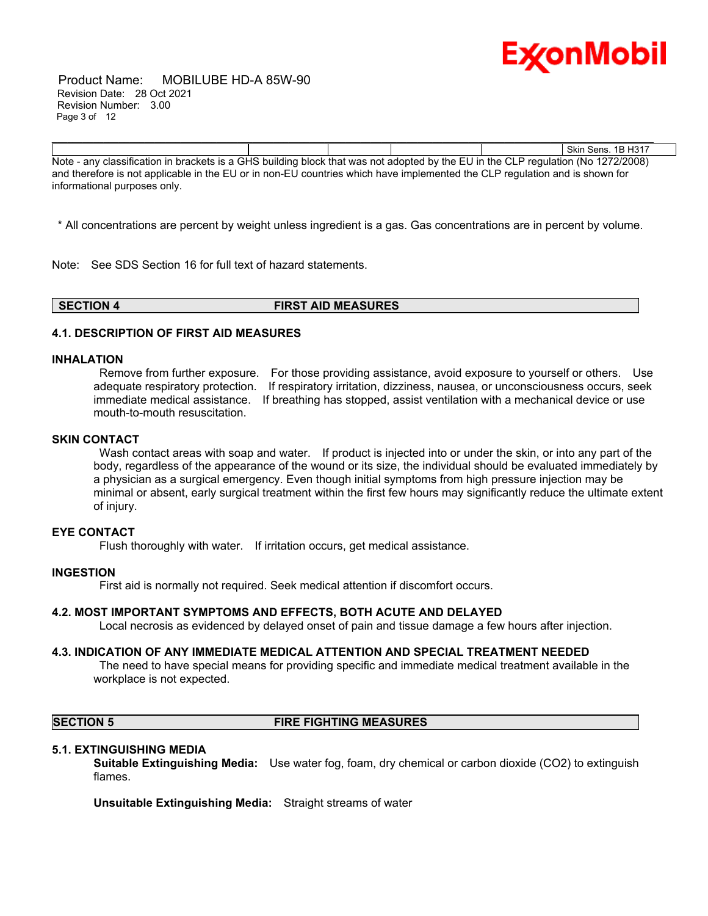| | | | | | |
|---|---|---|---|---|---|
| | | | | | Skin Sens. 1B H317 |

Note - any classification in brackets is a GHS building block that was not adopted by the EU in the CLP regulation (No 1272/2008) and therefore is not applicable in the EU or in non-EU countries which have implemented the CLP regulation and is shown for informational purposes only.

\* All concentrations are percent by weight unless ingredient is a gas. Gas concentrations are in percent by volume.

Note: See SDS Section 16 for full text of hazard statements.

## SECTION 4 FIRST AID MEASURES

### 4.1. DESCRIPTION OF FIRST AID MEASURES

#### INHALATION

Remove from further exposure. For those providing assistance, avoid exposure to yourself or others. Use adequate respiratory protection. If respiratory irritation, dizziness, nausea, or unconsciousness occurs, seek immediate medical assistance. If breathing has stopped, assist ventilation with a mechanical device or use mouth-to-mouth resuscitation.

#### SKIN CONTACT

Wash contact areas with soap and water. If product is injected into or under the skin, or into any part of the body, regardless of the appearance of the wound or its size, the individual should be evaluated immediately by a physician as a surgical emergency. Even though initial symptoms from high pressure injection may be minimal or absent, early surgical treatment within the first few hours may significantly reduce the ultimate extent of injury.

#### EYE CONTACT

Flush thoroughly with water. If irritation occurs, get medical assistance.

#### INGESTION

First aid is normally not required. Seek medical attention if discomfort occurs.

### 4.2. MOST IMPORTANT SYMPTOMS AND EFFECTS, BOTH ACUTE AND DELAYED

Local necrosis as evidenced by delayed onset of pain and tissue damage a few hours after injection.

### 4.3. INDICATION OF ANY IMMEDIATE MEDICAL ATTENTION AND SPECIAL TREATMENT NEEDED

The need to have special means for providing specific and immediate medical treatment available in the workplace is not expected.

## SECTION 5 FIRE FIGHTING MEASURES

### 5.1. EXTINGUISHING MEDIA

**Suitable Extinguishing Media:** Use water fog, foam, dry chemical or carbon dioxide ($CO_2$) to extinguish flames.

**Unsuitable Extinguishing Media:** Straight streams of water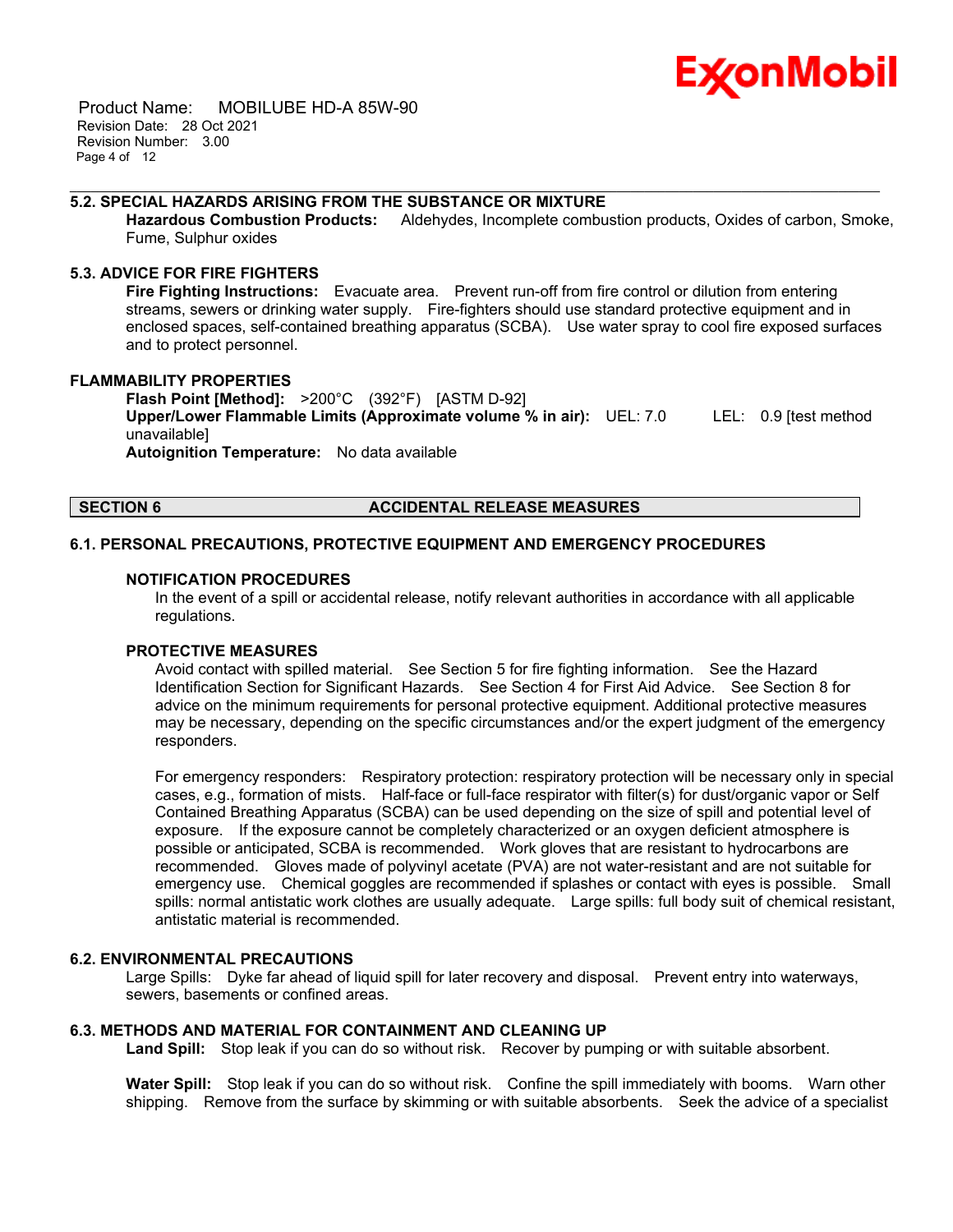### 5.2. SPECIAL HAZARDS ARISING FROM THE SUBSTANCE OR MIXTURE

**Hazardous Combustion Products:** Aldehydes, Incomplete combustion products, Oxides of carbon, Smoke, Fume, Sulphur oxides

### 5.3. ADVICE FOR FIRE FIGHTERS

**Fire Fighting Instructions:** Evacuate area. Prevent run-off from fire control or dilution from entering streams, sewers or drinking water supply. Fire-fighters should use standard protective equipment and in enclosed spaces, self-contained breathing apparatus (SCBA). Use water spray to cool fire exposed surfaces and to protect personnel.

### FLAMMABILITY PROPERTIES

**Flash Point [Method]:** >200°C (392°F) [ASTM D-92]
**Upper/Lower Flammable Limits (Approximate volume % in air):** UEL: 7.0 LEL: 0.9 [test method unavailable]
**Autoignition Temperature:** No data available

## SECTION 6 ACCIDENTAL RELEASE MEASURES

### 6.1. PERSONAL PRECAUTIONS, PROTECTIVE EQUIPMENT AND EMERGENCY PROCEDURES

#### NOTIFICATION PROCEDURES

In the event of a spill or accidental release, notify relevant authorities in accordance with all applicable regulations.

#### PROTECTIVE MEASURES

Avoid contact with spilled material. See Section 5 for fire fighting information. See the Hazard Identification Section for Significant Hazards. See Section 4 for First Aid Advice. See Section 8 for advice on the minimum requirements for personal protective equipment. Additional protective measures may be necessary, depending on the specific circumstances and/or the expert judgment of the emergency responders.

For emergency responders: Respiratory protection: respiratory protection will be necessary only in special cases, e.g., formation of mists. Half-face or full-face respirator with filter(s) for dust/organic vapor or Self Contained Breathing Apparatus (SCBA) can be used depending on the size of spill and potential level of exposure. If the exposure cannot be completely characterized or an oxygen deficient atmosphere is possible or anticipated, SCBA is recommended. Work gloves that are resistant to hydrocarbons are recommended. Gloves made of polyvinyl acetate (PVA) are not water-resistant and are not suitable for emergency use. Chemical goggles are recommended if splashes or contact with eyes is possible. Small spills: normal antistatic work clothes are usually adequate. Large spills: full body suit of chemical resistant, antistatic material is recommended.

### 6.2. ENVIRONMENTAL PRECAUTIONS

Large Spills: Dyke far ahead of liquid spill for later recovery and disposal. Prevent entry into waterways, sewers, basements or confined areas.

### 6.3. METHODS AND MATERIAL FOR CONTAINMENT AND CLEANING UP

**Land Spill:** Stop leak if you can do so without risk. Recover by pumping or with suitable absorbent.

**Water Spill:** Stop leak if you can do so without risk. Confine the spill immediately with booms. Warn other shipping. Remove from the surface by skimming or with suitable absorbents. Seek the advice of a specialist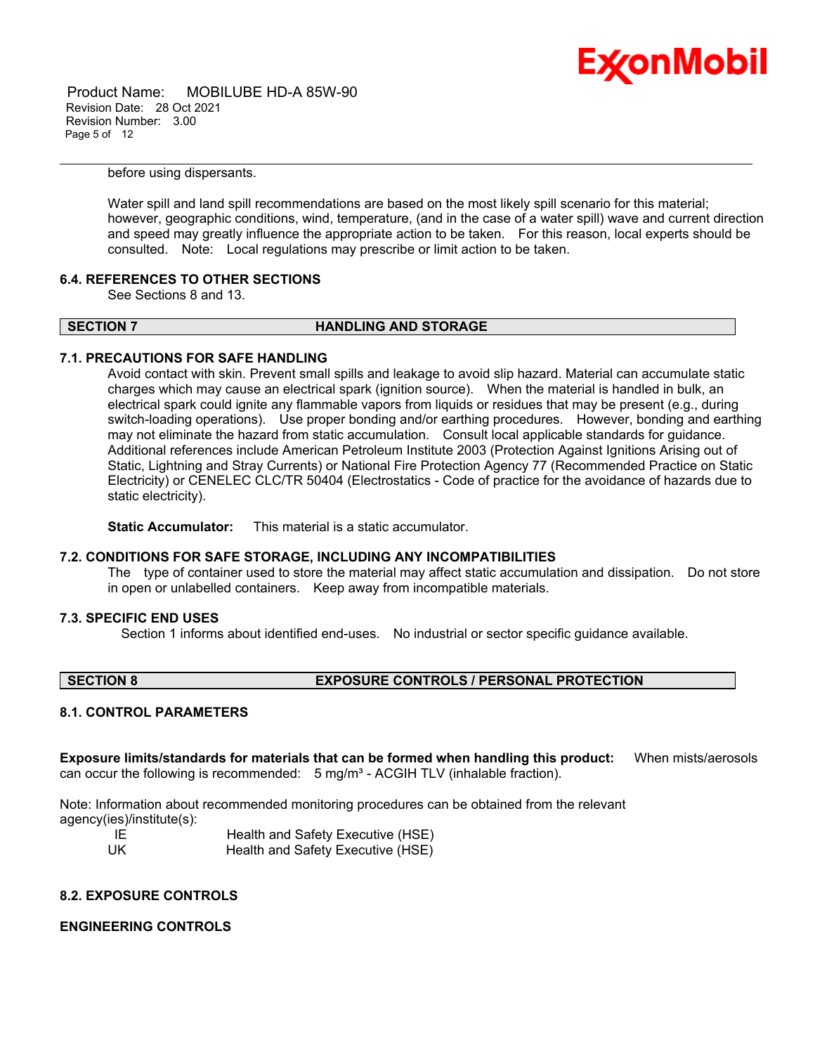before using dispersants.

Water spill and land spill recommendations are based on the most likely spill scenario for this material; however, geographic conditions, wind, temperature, (and in the case of a water spill) wave and current direction and speed may greatly influence the appropriate action to be taken. For this reason, local experts should be consulted. Note: Local regulations may prescribe or limit action to be taken.

### 6.4. REFERENCES TO OTHER SECTIONS

See Sections 8 and 13.

## SECTION 7 HANDLING AND STORAGE

### 7.1. PRECAUTIONS FOR SAFE HANDLING

Avoid contact with skin. Prevent small spills and leakage to avoid slip hazard. Material can accumulate static charges which may cause an electrical spark (ignition source). When the material is handled in bulk, an electrical spark could ignite any flammable vapors from liquids or residues that may be present (e.g., during switch-loading operations). Use proper bonding and/or earthing procedures. However, bonding and earthing may not eliminate the hazard from static accumulation. Consult local applicable standards for guidance. Additional references include American Petroleum Institute 2003 (Protection Against Ignitions Arising out of Static, Lightning and Stray Currents) or National Fire Protection Agency 77 (Recommended Practice on Static Electricity) or CENELEC CLC/TR 50404 (Electrostatics - Code of practice for the avoidance of hazards due to static electricity).

**Static Accumulator:** This material is a static accumulator.

### 7.2. CONDITIONS FOR SAFE STORAGE, INCLUDING ANY INCOMPATIBILITIES

The type of container used to store the material may affect static accumulation and dissipation. Do not store in open or unlabelled containers. Keep away from incompatible materials.

### 7.3. SPECIFIC END USES

Section 1 informs about identified end-uses. No industrial or sector specific guidance available.

## SECTION 8 EXPOSURE CONTROLS / PERSONAL PROTECTION

### 8.1. CONTROL PARAMETERS

**Exposure limits/standards for materials that can be formed when handling this product:** When mists/aerosols can occur the following is recommended: 5 mg/m³ - ACGIH TLV (inhalable fraction).

Note: Information about recommended monitoring procedures can be obtained from the relevant agency(ies)/institute(s):

| | |
|---|---|
| IE | Health and Safety Executive (HSE) |
| UK | Health and Safety Executive (HSE) |

### 8.2. EXPOSURE CONTROLS

**ENGINEERING CONTROLS**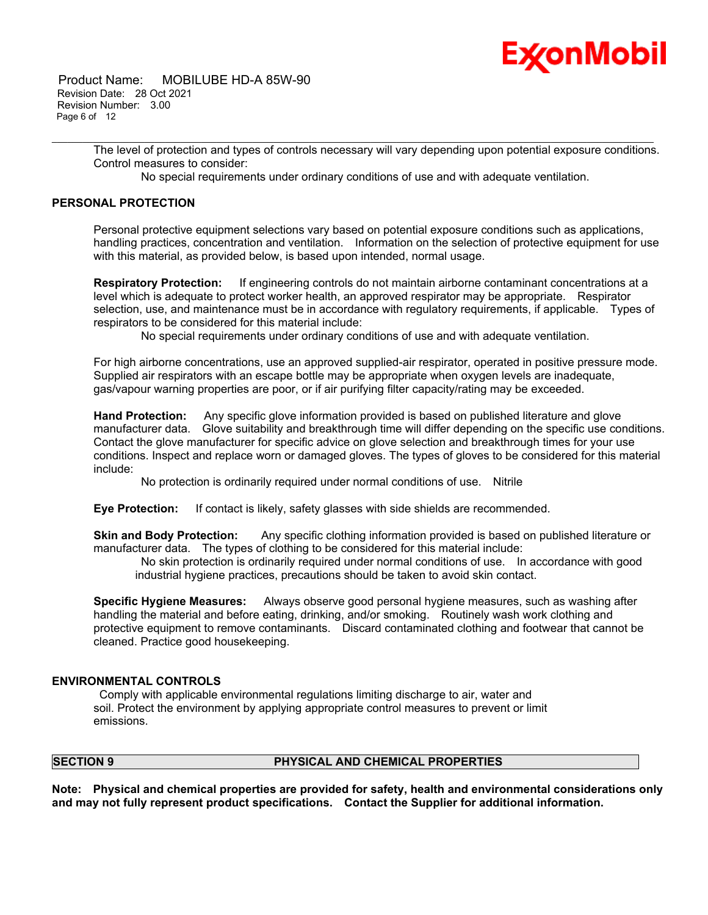The level of protection and types of controls necessary will vary depending upon potential exposure conditions. Control measures to consider:

No special requirements under ordinary conditions of use and with adequate ventilation.

**PERSONAL PROTECTION**

Personal protective equipment selections vary based on potential exposure conditions such as applications, handling practices, concentration and ventilation. Information on the selection of protective equipment for use with this material, as provided below, is based upon intended, normal usage.

**Respiratory Protection:** If engineering controls do not maintain airborne contaminant concentrations at a level which is adequate to protect worker health, an approved respirator may be appropriate. Respirator selection, use, and maintenance must be in accordance with regulatory requirements, if applicable. Types of respirators to be considered for this material include:

No special requirements under ordinary conditions of use and with adequate ventilation.

For high airborne concentrations, use an approved supplied-air respirator, operated in positive pressure mode. Supplied air respirators with an escape bottle may be appropriate when oxygen levels are inadequate, gas/vapour warning properties are poor, or if air purifying filter capacity/rating may be exceeded.

**Hand Protection:** Any specific glove information provided is based on published literature and glove manufacturer data. Glove suitability and breakthrough time will differ depending on the specific use conditions. Contact the glove manufacturer for specific advice on glove selection and breakthrough times for your use conditions. Inspect and replace worn or damaged gloves. The types of gloves to be considered for this material include:

No protection is ordinarily required under normal conditions of use. Nitrile

**Eye Protection:** If contact is likely, safety glasses with side shields are recommended.

**Skin and Body Protection:** Any specific clothing information provided is based on published literature or manufacturer data. The types of clothing to be considered for this material include:

No skin protection is ordinarily required under normal conditions of use. In accordance with good industrial hygiene practices, precautions should be taken to avoid skin contact.

**Specific Hygiene Measures:** Always observe good personal hygiene measures, such as washing after handling the material and before eating, drinking, and/or smoking. Routinely wash work clothing and protective equipment to remove contaminants. Discard contaminated clothing and footwear that cannot be cleaned. Practice good housekeeping.

**ENVIRONMENTAL CONTROLS**

Comply with applicable environmental regulations limiting discharge to air, water and soil. Protect the environment by applying appropriate control measures to prevent or limit emissions.

## SECTION 9 PHYSICAL AND CHEMICAL PROPERTIES

**Note: Physical and chemical properties are provided for safety, health and environmental considerations only and may not fully represent product specifications. Contact the Supplier for additional information.**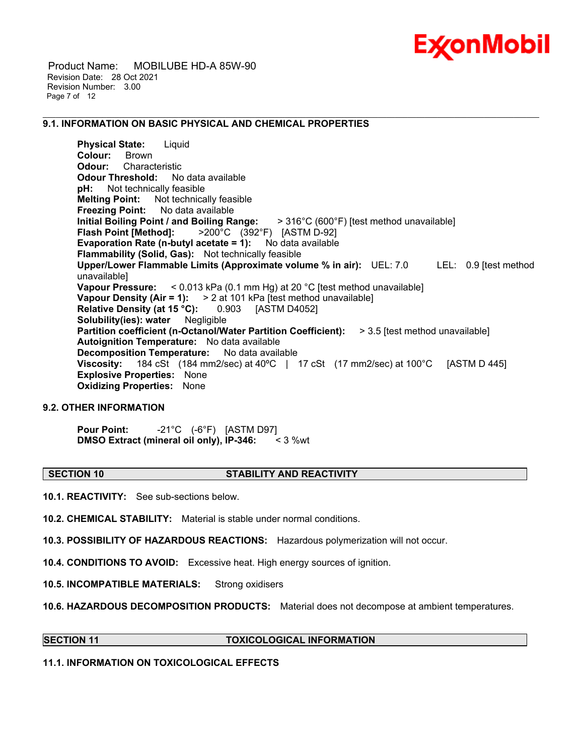### 9.1. INFORMATION ON BASIC PHYSICAL AND CHEMICAL PROPERTIES

**Physical State:** Liquid
**Colour:** Brown
**Odour:** Characteristic
**Odour Threshold:** No data available
**pH:** Not technically feasible
**Melting Point:** Not technically feasible
**Freezing Point:** No data available
**Initial Boiling Point / and Boiling Range:** > 316°C (600°F) [test method unavailable]
**Flash Point [Method]:** >200°C (392°F) [ASTM D-92]
**Evaporation Rate (n-butyl acetate = 1):** No data available
**Flammability (Solid, Gas):** Not technically feasible
**Upper/Lower Flammable Limits (Approximate volume % in air):** UEL: 7.0 LEL: 0.9 [test method unavailable]
**Vapour Pressure:** < 0.013 kPa (0.1 mm Hg) at 20 °C [test method unavailable]
**Vapour Density (Air = 1):** > 2 at 101 kPa [test method unavailable]
**Relative Density (at 15 °C):** 0.903 [ASTM D4052]
**Solubility(ies): water** Negligible
**Partition coefficient (n-Octanol/Water Partition Coefficient):** > 3.5 [test method unavailable]
**Autoignition Temperature:** No data available
**Decomposition Temperature:** No data available
**Viscosity:** 184 cSt (184 mm2/sec) at 40ºC | 17 cSt (17 mm2/sec) at 100°C [ASTM D 445]
**Explosive Properties:** None
**Oxidizing Properties:** None

### 9.2. OTHER INFORMATION

**Pour Point:** -21°C (-6°F) [ASTM D97]
**DMSO Extract (mineral oil only), IP-346:** < 3 %wt

## SECTION 10 STABILITY AND REACTIVITY

**10.1. REACTIVITY:** See sub-sections below.

**10.2. CHEMICAL STABILITY:** Material is stable under normal conditions.

**10.3. POSSIBILITY OF HAZARDOUS REACTIONS:** Hazardous polymerization will not occur.

**10.4. CONDITIONS TO AVOID:** Excessive heat. High energy sources of ignition.

**10.5. INCOMPATIBLE MATERIALS:** Strong oxidisers

**10.6. HAZARDOUS DECOMPOSITION PRODUCTS:** Material does not decompose at ambient temperatures.

## SECTION 11 TOXICOLOGICAL INFORMATION

### 11.1. INFORMATION ON TOXICOLOGICAL EFFECTS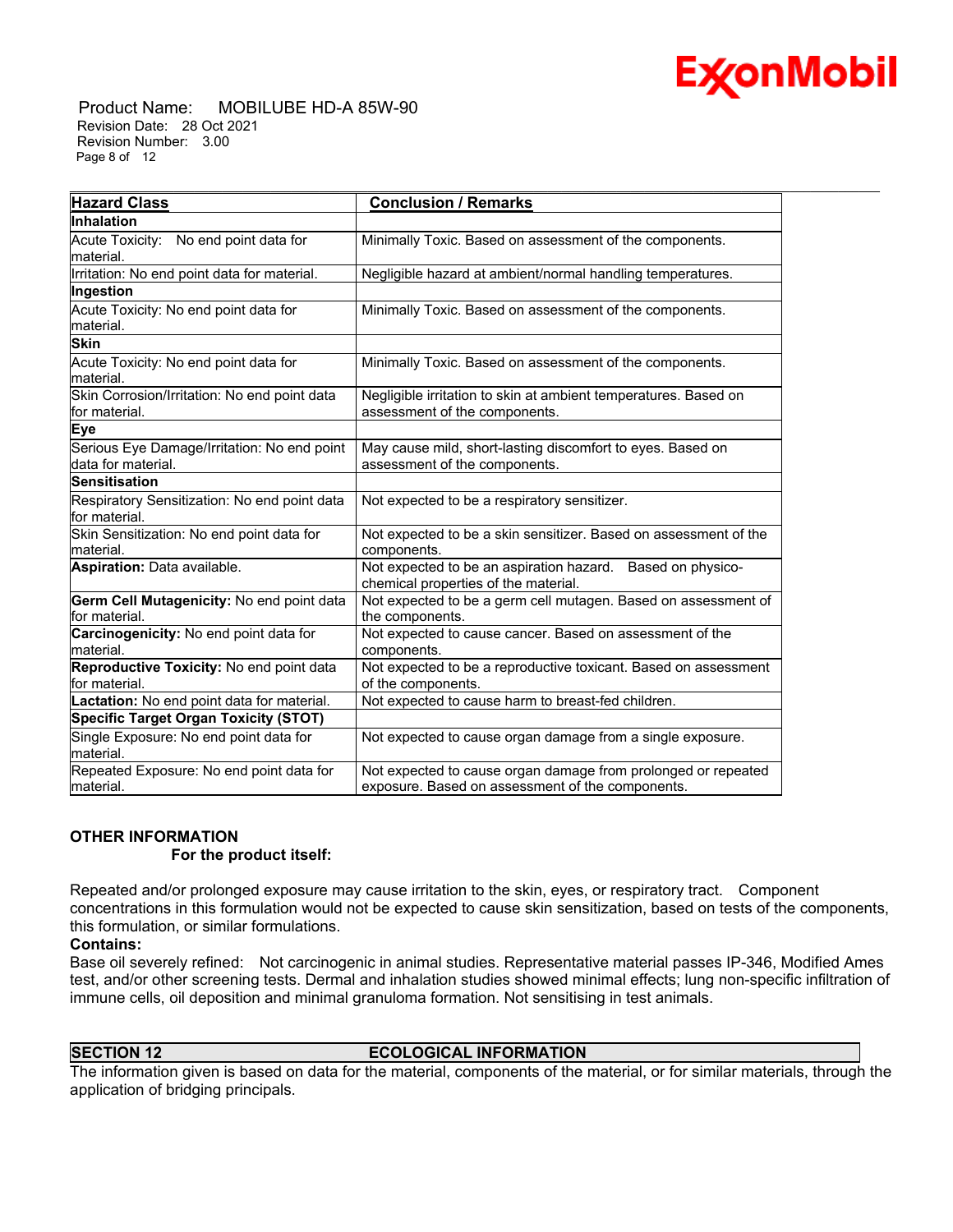| Hazard Class | Conclusion / Remarks |
|---|---|
| **Inhalation** | |
| Acute Toxicity: No end point data for material. | Minimally Toxic. Based on assessment of the components. |
| Irritation: No end point data for material. | Negligible hazard at ambient/normal handling temperatures. |
| **Ingestion** | |
| Acute Toxicity: No end point data for material. | Minimally Toxic. Based on assessment of the components. |
| **Skin** | |
| Acute Toxicity: No end point data for material. | Minimally Toxic. Based on assessment of the components. |
| Skin Corrosion/Irritation: No end point data for material. | Negligible irritation to skin at ambient temperatures. Based on assessment of the components. |
| **Eye** | |
| Serious Eye Damage/Irritation: No end point data for material. | May cause mild, short-lasting discomfort to eyes. Based on assessment of the components. |
| **Sensitisation** | |
| Respiratory Sensitization: No end point data for material. | Not expected to be a respiratory sensitizer. |
| Skin Sensitization: No end point data for material. | Not expected to be a skin sensitizer. Based on assessment of the components. |
| **Aspiration:** Data available. | Not expected to be an aspiration hazard. Based on physico-chemical properties of the material. |
| **Germ Cell Mutagenicity:** No end point data for material. | Not expected to be a germ cell mutagen. Based on assessment of the components. |
| **Carcinogenicity:** No end point data for material. | Not expected to cause cancer. Based on assessment of the components. |
| **Reproductive Toxicity:** No end point data for material. | Not expected to be a reproductive toxicant. Based on assessment of the components. |
| **Lactation:** No end point data for material. | Not expected to cause harm to breast-fed children. |
| **Specific Target Organ Toxicity (STOT)** | |
| Single Exposure: No end point data for material. | Not expected to cause organ damage from a single exposure. |
| Repeated Exposure: No end point data for material. | Not expected to cause organ damage from prolonged or repeated exposure. Based on assessment of the components. |

**OTHER INFORMATION**

**For the product itself:**

Repeated and/or prolonged exposure may cause irritation to the skin, eyes, or respiratory tract. Component concentrations in this formulation would not be expected to cause skin sensitization, based on tests of the components, this formulation, or similar formulations.

**Contains:**

Base oil severely refined: Not carcinogenic in animal studies. Representative material passes IP-346, Modified Ames test, and/or other screening tests. Dermal and inhalation studies showed minimal effects; lung non-specific infiltration of immune cells, oil deposition and minimal granuloma formation. Not sensitising in test animals.

## SECTION 12 ECOLOGICAL INFORMATION

The information given is based on data for the material, components of the material, or for similar materials, through the application of bridging principals.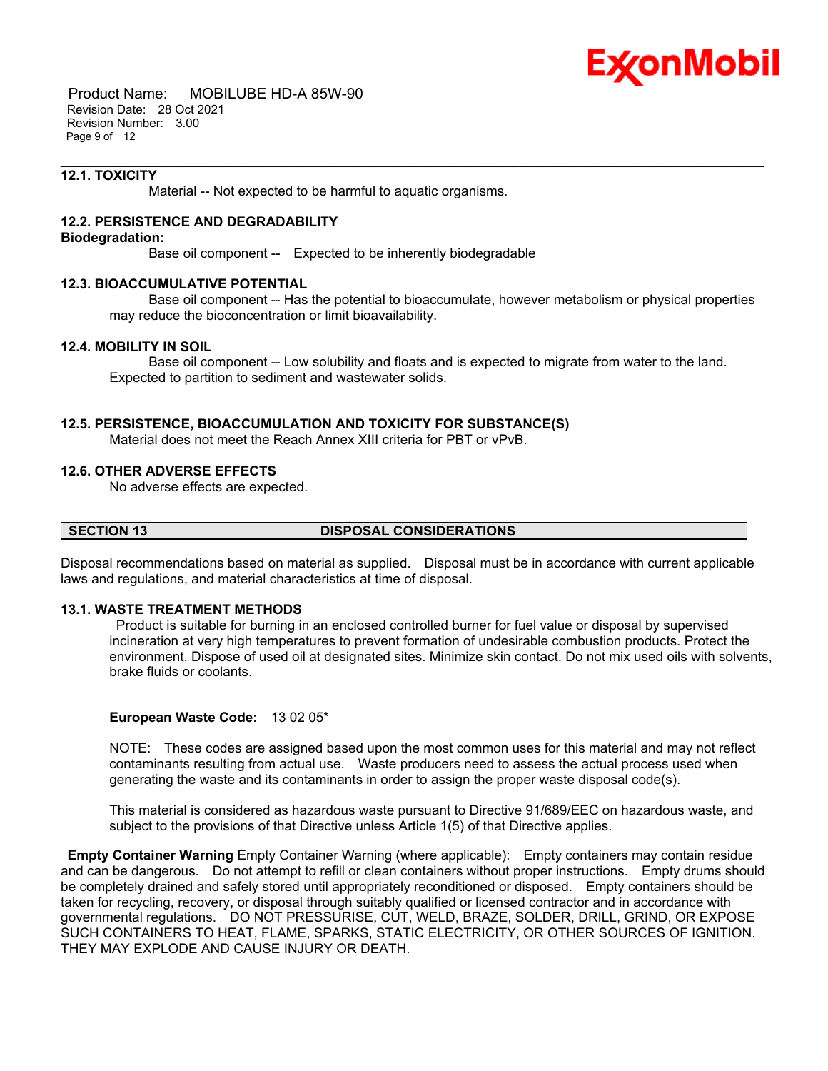### 12.1. TOXICITY

Material -- Not expected to be harmful to aquatic organisms.

### 12.2. PERSISTENCE AND DEGRADABILITY

**Biodegradation:**

Base oil component -- Expected to be inherently biodegradable

### 12.3. BIOACCUMULATIVE POTENTIAL

Base oil component -- Has the potential to bioaccumulate, however metabolism or physical properties may reduce the bioconcentration or limit bioavailability.

### 12.4. MOBILITY IN SOIL

Base oil component -- Low solubility and floats and is expected to migrate from water to the land. Expected to partition to sediment and wastewater solids.

### 12.5. PERSISTENCE, BIOACCUMULATION AND TOXICITY FOR SUBSTANCE(S)

Material does not meet the Reach Annex XIII criteria for PBT or vPvB.

### 12.6. OTHER ADVERSE EFFECTS

No adverse effects are expected.

## SECTION 13 DISPOSAL CONSIDERATIONS

Disposal recommendations based on material as supplied. Disposal must be in accordance with current applicable laws and regulations, and material characteristics at time of disposal.

### 13.1. WASTE TREATMENT METHODS

Product is suitable for burning in an enclosed controlled burner for fuel value or disposal by supervised incineration at very high temperatures to prevent formation of undesirable combustion products. Protect the environment. Dispose of used oil at designated sites. Minimize skin contact. Do not mix used oils with solvents, brake fluids or coolants.

**European Waste Code:** 13 02 05*

NOTE: These codes are assigned based upon the most common uses for this material and may not reflect contaminants resulting from actual use. Waste producers need to assess the actual process used when generating the waste and its contaminants in order to assign the proper waste disposal code(s).

This material is considered as hazardous waste pursuant to Directive 91/689/EEC on hazardous waste, and subject to the provisions of that Directive unless Article 1(5) of that Directive applies.

**Empty Container Warning** Empty Container Warning (where applicable): Empty containers may contain residue and can be dangerous. Do not attempt to refill or clean containers without proper instructions. Empty drums should be completely drained and safely stored until appropriately reconditioned or disposed. Empty containers should be taken for recycling, recovery, or disposal through suitably qualified or licensed contractor and in accordance with governmental regulations. DO NOT PRESSURISE, CUT, WELD, BRAZE, SOLDER, DRILL, GRIND, OR EXPOSE SUCH CONTAINERS TO HEAT, FLAME, SPARKS, STATIC ELECTRICITY, OR OTHER SOURCES OF IGNITION. THEY MAY EXPLODE AND CAUSE INJURY OR DEATH.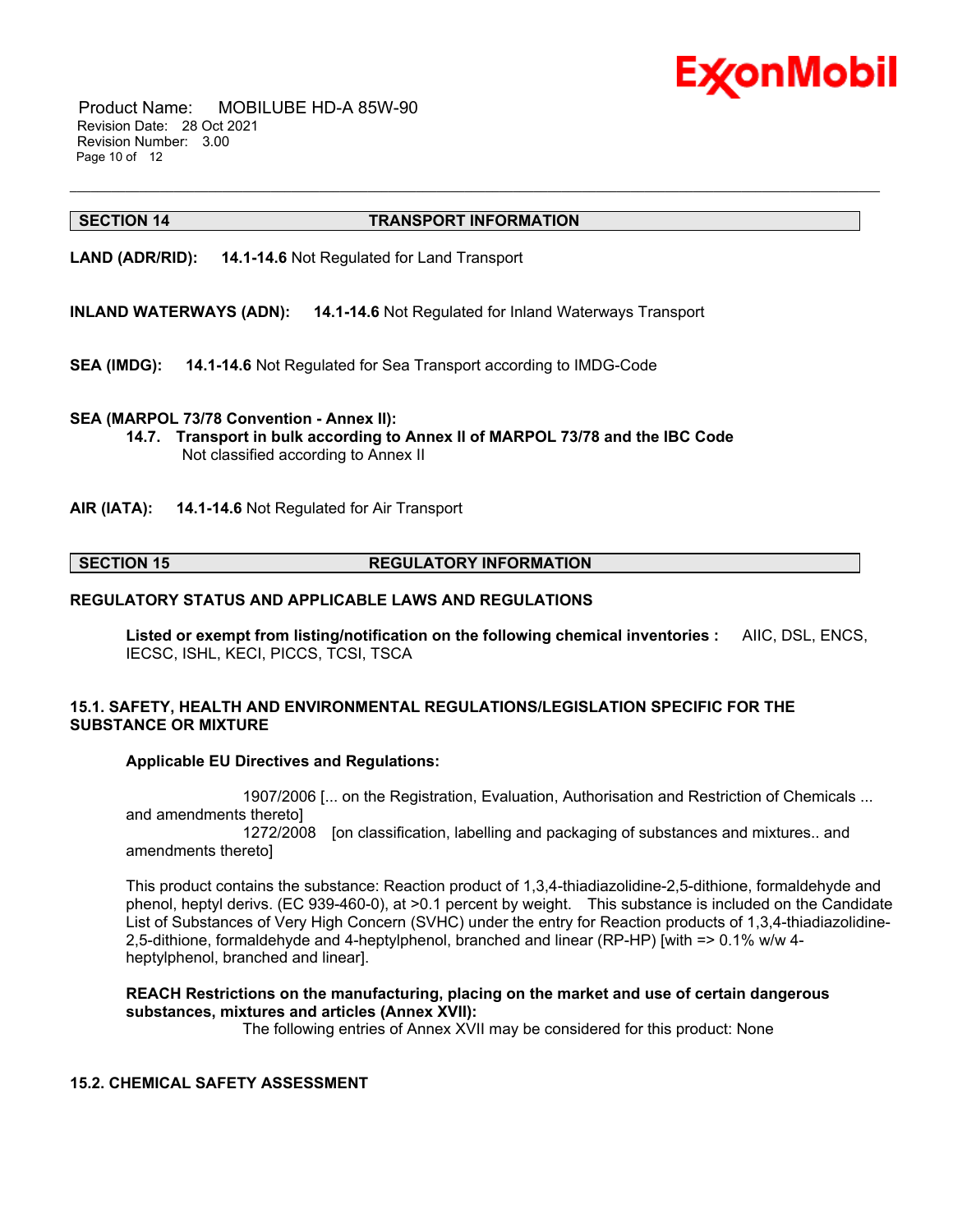## SECTION 14 TRANSPORT INFORMATION

**LAND (ADR/RID):** **14.1-14.6** Not Regulated for Land Transport

**INLAND WATERWAYS (ADN):** **14.1-14.6** Not Regulated for Inland Waterways Transport

**SEA (IMDG):** **14.1-14.6** Not Regulated for Sea Transport according to IMDG-Code

**SEA (MARPOL 73/78 Convention - Annex II):**

**14.7. Transport in bulk according to Annex II of MARPOL 73/78 and the IBC Code**
Not classified according to Annex II

**AIR (IATA):** **14.1-14.6** Not Regulated for Air Transport

## SECTION 15 REGULATORY INFORMATION

**REGULATORY STATUS AND APPLICABLE LAWS AND REGULATIONS**

**Listed or exempt from listing/notification on the following chemical inventories :** AIIC, DSL, ENCS, IECSC, ISHL, KECI, PICCS, TCSI, TSCA

**15.1. SAFETY, HEALTH AND ENVIRONMENTAL REGULATIONS/LEGISLATION SPECIFIC FOR THE SUBSTANCE OR MIXTURE**

**Applicable EU Directives and Regulations:**

1907/2006 [... on the Registration, Evaluation, Authorisation and Restriction of Chemicals ... and amendments thereto]
1272/2008 [on classification, labelling and packaging of substances and mixtures.. and amendments thereto]

This product contains the substance: Reaction product of 1,3,4-thiadiazolidine-2,5-dithione, formaldehyde and phenol, heptyl derivs. (EC 939-460-0), at >0.1 percent by weight. This substance is included on the Candidate List of Substances of Very High Concern (SVHC) under the entry for Reaction products of 1,3,4-thiadiazolidine-2,5-dithione, formaldehyde and 4-heptylphenol, branched and linear (RP-HP) [with => 0.1% w/w 4-heptylphenol, branched and linear].

**REACH Restrictions on the manufacturing, placing on the market and use of certain dangerous substances, mixtures and articles (Annex XVII):**
The following entries of Annex XVII may be considered for this product: None

**15.2. CHEMICAL SAFETY ASSESSMENT**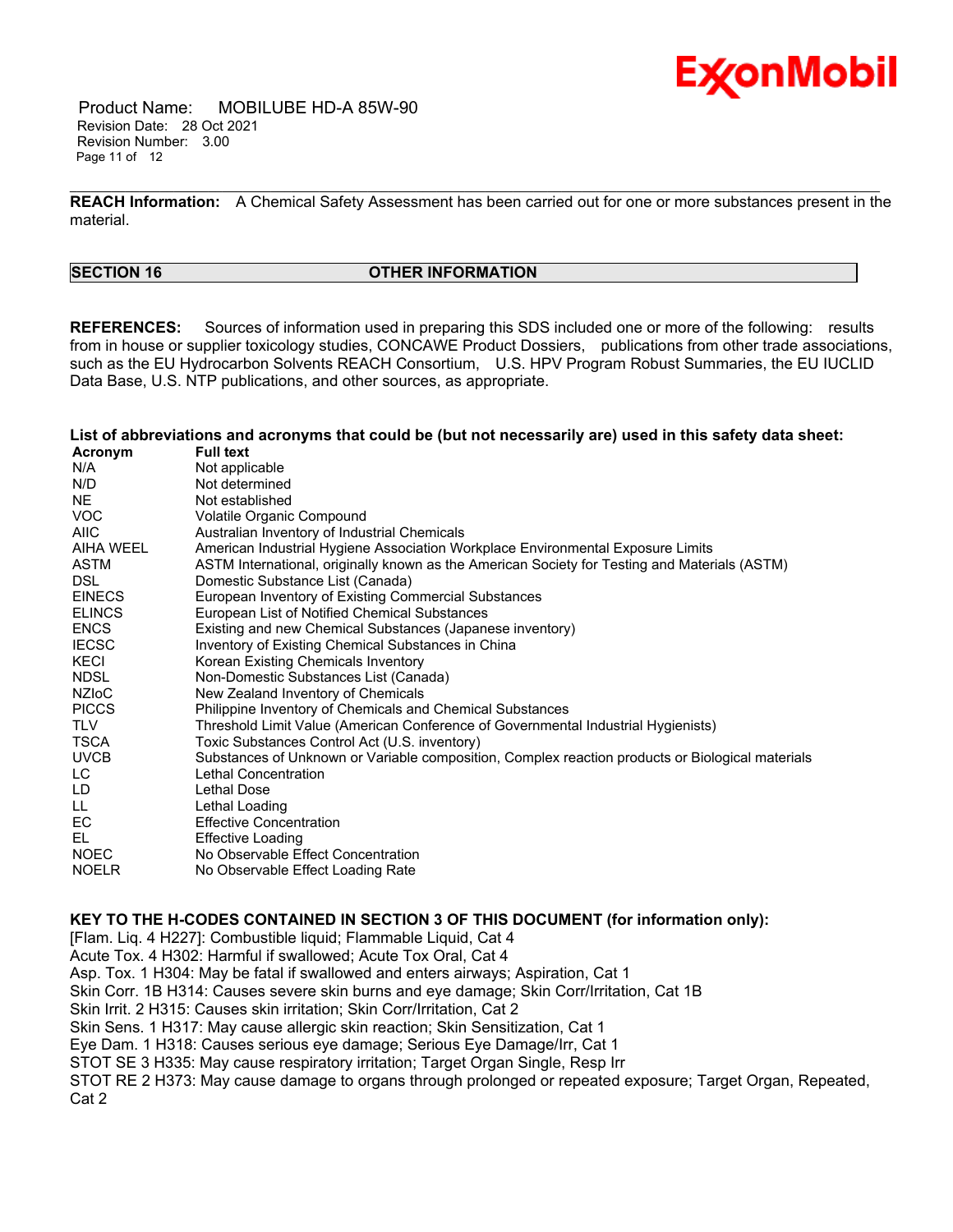**REACH Information:** A Chemical Safety Assessment has been carried out for one or more substances present in the material.

## SECTION 16 OTHER INFORMATION

**REFERENCES:** Sources of information used in preparing this SDS included one or more of the following: results from in house or supplier toxicology studies, CONCAWE Product Dossiers, publications from other trade associations, such as the EU Hydrocarbon Solvents REACH Consortium, U.S. HPV Program Robust Summaries, the EU IUCLID Data Base, U.S. NTP publications, and other sources, as appropriate.

**List of abbreviations and acronyms that could be (but not necessarily are) used in this safety data sheet:**

| Acronym | Full text |
|---|---|
| N/A | Not applicable |
| N/D | Not determined |
| NE | Not established |
| VOC | Volatile Organic Compound |
| AIIC | Australian Inventory of Industrial Chemicals |
| AIHA WEEL | American Industrial Hygiene Association Workplace Environmental Exposure Limits |
| ASTM | ASTM International, originally known as the American Society for Testing and Materials (ASTM) |
| DSL | Domestic Substance List (Canada) |
| EINECS | European Inventory of Existing Commercial Substances |
| ELINCS | European List of Notified Chemical Substances |
| ENCS | Existing and new Chemical Substances (Japanese inventory) |
| IECSC | Inventory of Existing Chemical Substances in China |
| KECI | Korean Existing Chemicals Inventory |
| NDSL | Non-Domestic Substances List (Canada) |
| NZIoC | New Zealand Inventory of Chemicals |
| PICCS | Philippine Inventory of Chemicals and Chemical Substances |
| TLV | Threshold Limit Value (American Conference of Governmental Industrial Hygienists) |
| TSCA | Toxic Substances Control Act (U.S. inventory) |
| UVCB | Substances of Unknown or Variable composition, Complex reaction products or Biological materials |
| LC | Lethal Concentration |
| LD | Lethal Dose |
| LL | Lethal Loading |
| EC | Effective Concentration |
| EL | Effective Loading |
| NOEC | No Observable Effect Concentration |
| NOELR | No Observable Effect Loading Rate |

**KEY TO THE H-CODES CONTAINED IN SECTION 3 OF THIS DOCUMENT (for information only):**

[Flam. Liq. 4 H227]: Combustible liquid; Flammable Liquid, Cat 4
Acute Tox. 4 H302: Harmful if swallowed; Acute Tox Oral, Cat 4
Asp. Tox. 1 H304: May be fatal if swallowed and enters airways; Aspiration, Cat 1
Skin Corr. 1B H314: Causes severe skin burns and eye damage; Skin Corr/Irritation, Cat 1B
Skin Irrit. 2 H315: Causes skin irritation; Skin Corr/Irritation, Cat 2
Skin Sens. 1 H317: May cause allergic skin reaction; Skin Sensitization, Cat 1
Eye Dam. 1 H318: Causes serious eye damage; Serious Eye Damage/Irr, Cat 1
STOT SE 3 H335: May cause respiratory irritation; Target Organ Single, Resp Irr
STOT RE 2 H373: May cause damage to organs through prolonged or repeated exposure; Target Organ, Repeated, Cat 2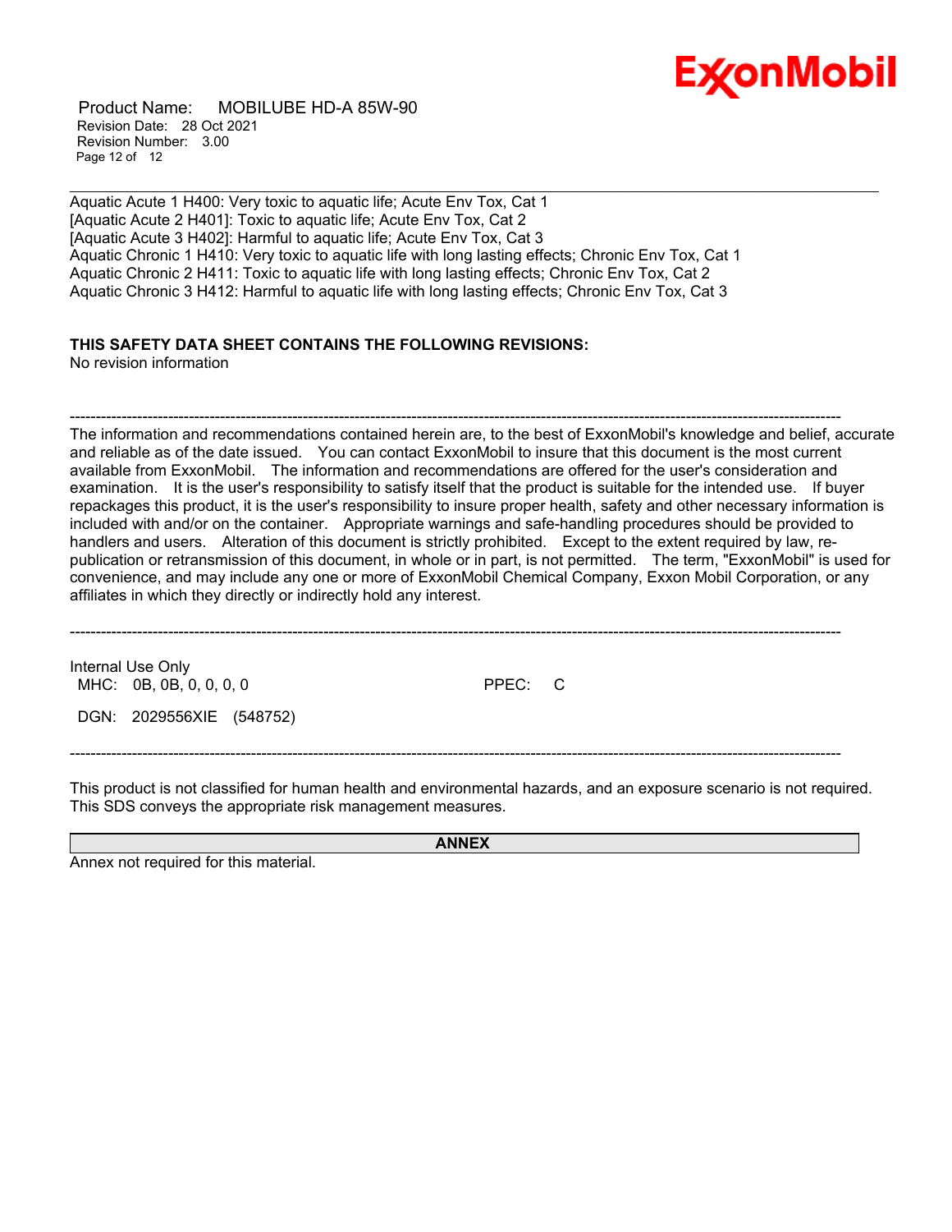Aquatic Acute 1 H400: Very toxic to aquatic life; Acute Env Tox, Cat 1
[Aquatic Acute 2 H401]: Toxic to aquatic life; Acute Env Tox, Cat 2
[Aquatic Acute 3 H402]: Harmful to aquatic life; Acute Env Tox, Cat 3
Aquatic Chronic 1 H410: Very toxic to aquatic life with long lasting effects; Chronic Env Tox, Cat 1
Aquatic Chronic 2 H411: Toxic to aquatic life with long lasting effects; Chronic Env Tox, Cat 2
Aquatic Chronic 3 H412: Harmful to aquatic life with long lasting effects; Chronic Env Tox, Cat 3

**THIS SAFETY DATA SHEET CONTAINS THE FOLLOWING REVISIONS:**
No revision information

-----------------------------------------------------------------------------------------------------------------------------------------------

The information and recommendations contained herein are, to the best of ExxonMobil's knowledge and belief, accurate and reliable as of the date issued. You can contact ExxonMobil to insure that this document is the most current available from ExxonMobil. The information and recommendations are offered for the user's consideration and examination. It is the user's responsibility to satisfy itself that the product is suitable for the intended use. If buyer repackages this product, it is the user's responsibility to insure proper health, safety and other necessary information is included with and/or on the container. Appropriate warnings and safe-handling procedures should be provided to handlers and users. Alteration of this document is strictly prohibited. Except to the extent required by law, re-publication or retransmission of this document, in whole or in part, is not permitted. The term, "ExxonMobil" is used for convenience, and may include any one or more of ExxonMobil Chemical Company, Exxon Mobil Corporation, or any affiliates in which they directly or indirectly hold any interest.

-----------------------------------------------------------------------------------------------------------------------------------------------

Internal Use Only
MHC: 0B, 0B, 0, 0, 0, 0 PPEC: C

DGN: 2029556XIE (548752)

-----------------------------------------------------------------------------------------------------------------------------------------------

This product is not classified for human health and environmental hazards, and an exposure scenario is not required. This SDS conveys the appropriate risk management measures.

**ANNEX**

Annex not required for this material.